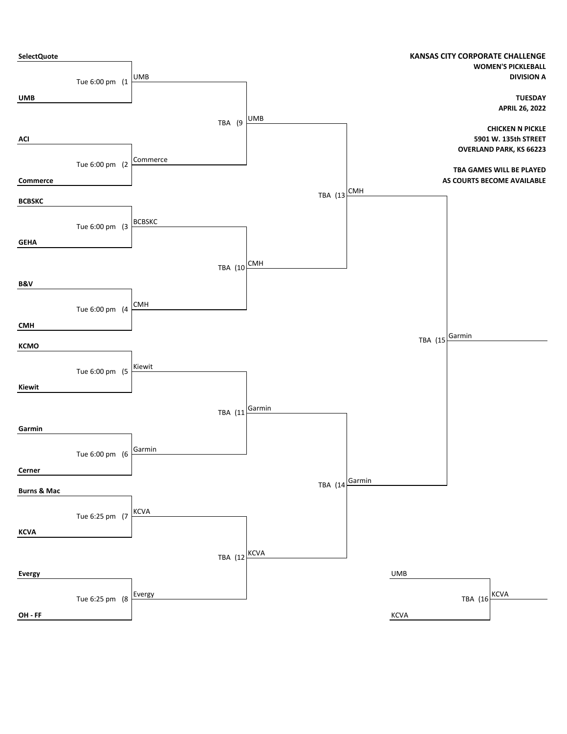**KANSAS CITY CORPORATE CHALLENGE**
**WOMEN'S PICKLEBALL**
**DIVISION A**

**TUESDAY**
**APRIL 26, 2022**

**CHICKEN N PICKLE**
**5901 W. 135th STREET**
**OVERLAND PARK, KS 66223**

**TBA GAMES WILL BE PLAYED AS COURTS BECOME AVAILABLE**

## First Round

| Game | Time | Team 1 | Team 2 | Winner |
|---|---|---|---|---|
| (1 | Tue 6:00 pm | SelectQuote | UMB | UMB |
| (2 | Tue 6:00 pm | ACI | Commerce | Commerce |
| (3 | Tue 6:00 pm | BCBSKC | GEHA | BCBSKC |
| (4 | Tue 6:00 pm | B&V | CMH | CMH |
| (5 | Tue 6:00 pm | KCMO | Kiewit | Kiewit |
| (6 | Tue 6:00 pm | Garmin | Cerner | Garmin |
| (7 | Tue 6:25 pm | Burns & Mac | KCVA | KCVA |
| (8 | Tue 6:25 pm | Evergy | OH - FF | Evergy |

## Second Round

| Game | Time | Team 1 | Team 2 | Winner |
|---|---|---|---|---|
| (9 | TBA | UMB | Commerce | UMB |
| (10 | TBA | BCBSKC | CMH | CMH |
| (11 | TBA | Kiewit | Garmin | Garmin |
| (12 | TBA | KCVA | Evergy | KCVA |

## Semifinals

| Game | Time | Team 1 | Team 2 | Winner |
|---|---|---|---|---|
| (13 | TBA | UMB | CMH | CMH |
| (14 | TBA | Garmin | KCVA | Garmin |

## Final

| Game | Time | Team 1 | Team 2 | Winner |
|---|---|---|---|---|
| (15 | TBA | CMH | Garmin | Garmin |

## Game 16

| Game | Time | Team 1 | Team 2 | Winner |
|---|---|---|---|---|
| (16 | TBA | UMB | KCVA | KCVA |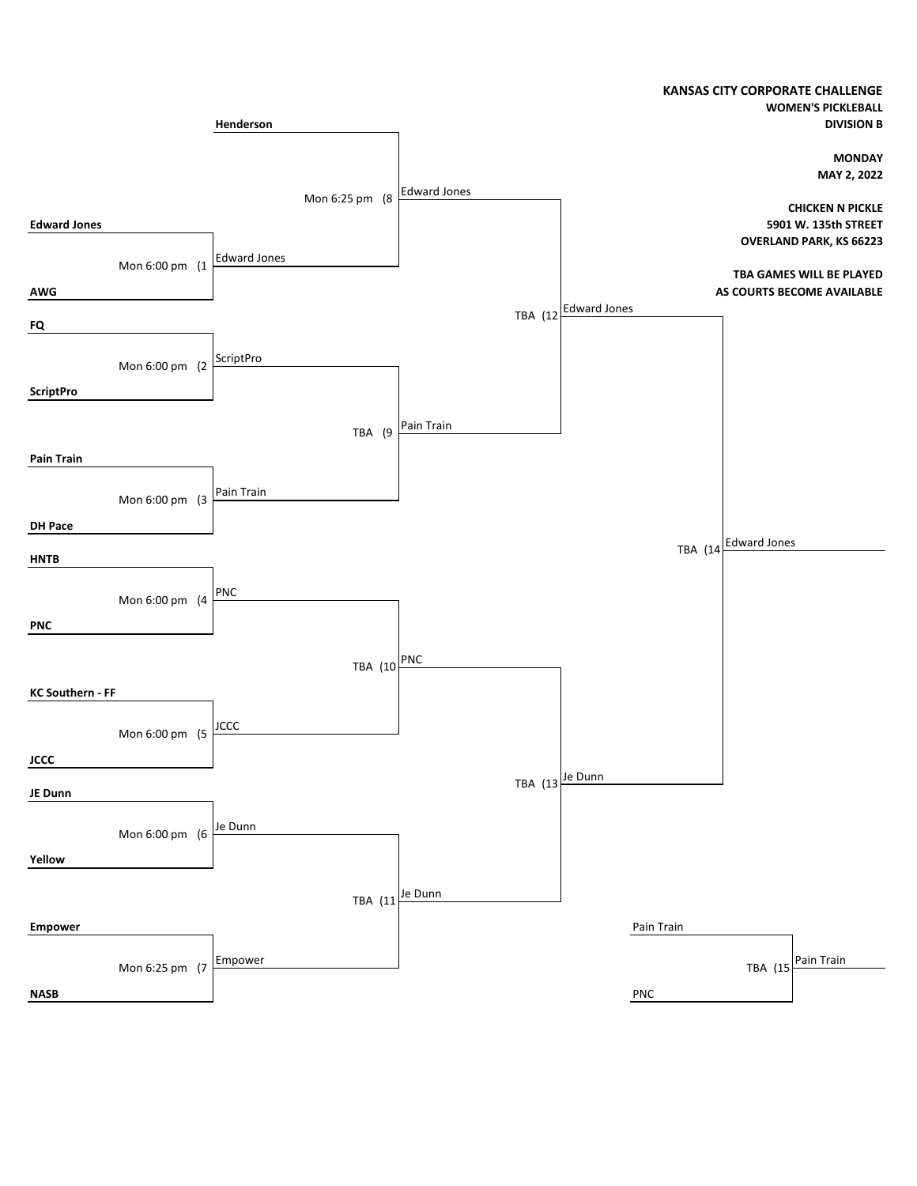**KANSAS CITY CORPORATE CHALLENGE**
**WOMEN'S PICKLEBALL**
**DIVISION B**

**MONDAY**
**MAY 2, 2022**

**CHICKEN N PICKLE**
**5901 W. 135th STREET**
**OVERLAND PARK, KS 66223**

**TBA GAMES WILL BE PLAYED AS COURTS BECOME AVAILABLE**

| Game | Time | Team 1 | Team 2 | Winner |
|---|---|---|---|---|
| (1 | Mon 6:00 pm | **Edward Jones** | **AWG** | Edward Jones |
| (2 | Mon 6:00 pm | **FQ** | **ScriptPro** | ScriptPro |
| (3 | Mon 6:00 pm | **Pain Train** | **DH Pace** | Pain Train |
| (4 | Mon 6:00 pm | **HNTB** | **PNC** | PNC |
| (5 | Mon 6:00 pm | **KC Southern - FF** | **JCCC** | JCCC |
| (6 | Mon 6:00 pm | **JE Dunn** | **Yellow** | Je Dunn |
| (7 | Mon 6:25 pm | **Empower** | **NASB** | Empower |
| (8 | Mon 6:25 pm | **Henderson** | Edward Jones | Edward Jones |
| (9 | TBA | ScriptPro | Pain Train | Pain Train |
| (10 | TBA | PNC | JCCC | PNC |
| (11 | TBA | Je Dunn | Empower | Je Dunn |
| (12 | TBA | Edward Jones | Pain Train | Edward Jones |
| (13 | TBA | PNC | Je Dunn | Je Dunn |
| (14 | TBA | Edward Jones | Je Dunn | Edward Jones |
| (15 | TBA | Pain Train | PNC | Pain Train |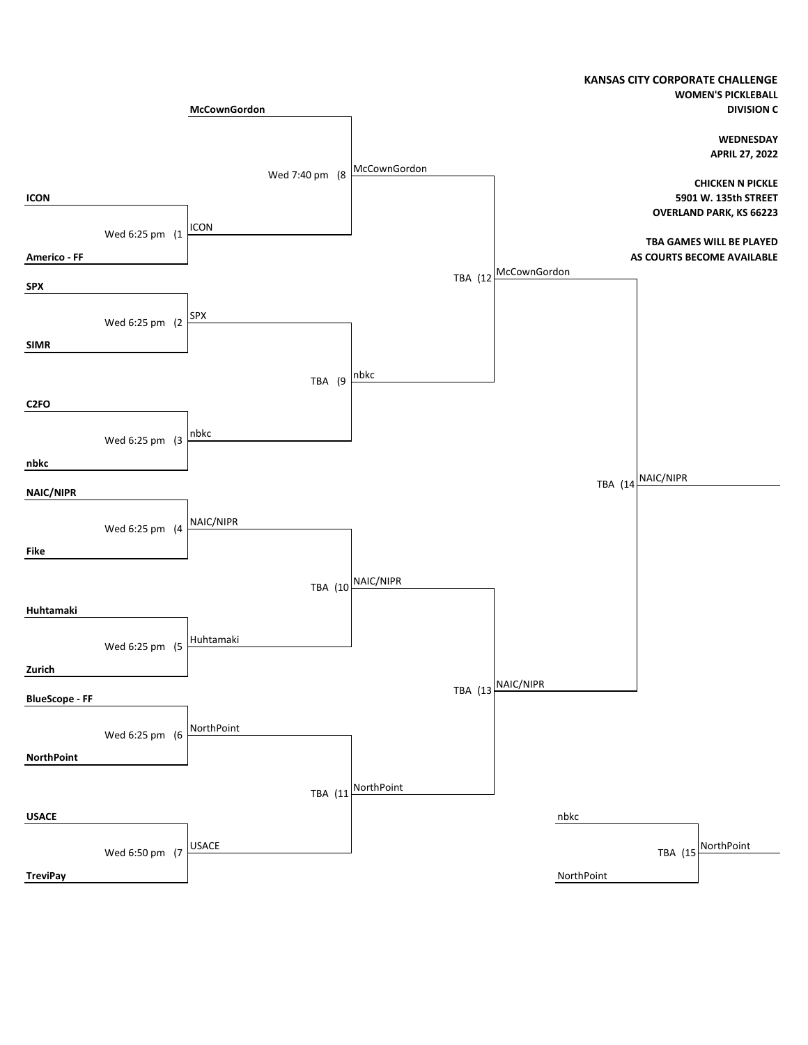**KANSAS CITY CORPORATE CHALLENGE**
**WOMEN'S PICKLEBALL**
**DIVISION C**

**WEDNESDAY**
**APRIL 27, 2022**

**CHICKEN N PICKLE**
**5901 W. 135th STREET**
**OVERLAND PARK, KS 66223**

**TBA GAMES WILL BE PLAYED AS COURTS BECOME AVAILABLE**

| Game | Time | Team 1 | Team 2 | Winner |
|---|---|---|---|---|
| 1 | Wed 6:25 pm | ICON | Americo - FF | ICON |
| 2 | Wed 6:25 pm | SPX | SIMR | SPX |
| 3 | Wed 6:25 pm | C2FO | nbkc | nbkc |
| 4 | Wed 6:25 pm | NAIC/NIPR | Fike | NAIC/NIPR |
| 5 | Wed 6:25 pm | Huhtamaki | Zurich | Huhtamaki |
| 6 | Wed 6:25 pm | BlueScope - FF | NorthPoint | NorthPoint |
| 7 | Wed 6:50 pm | USACE | TreviPay | USACE |
| 8 | Wed 7:40 pm | McCownGordon | ICON | McCownGordon |
| 9 | TBA | SPX | nbkc | nbkc |
| 10 | TBA | NAIC/NIPR | Huhtamaki | NAIC/NIPR |
| 11 | TBA | NorthPoint | USACE | NorthPoint |
| 12 | TBA | McCownGordon | nbkc | McCownGordon |
| 13 | TBA | NAIC/NIPR | NorthPoint | NAIC/NIPR |
| 14 | TBA | McCownGordon | NAIC/NIPR | NAIC/NIPR |
| 15 | TBA | nbkc | NorthPoint | NorthPoint |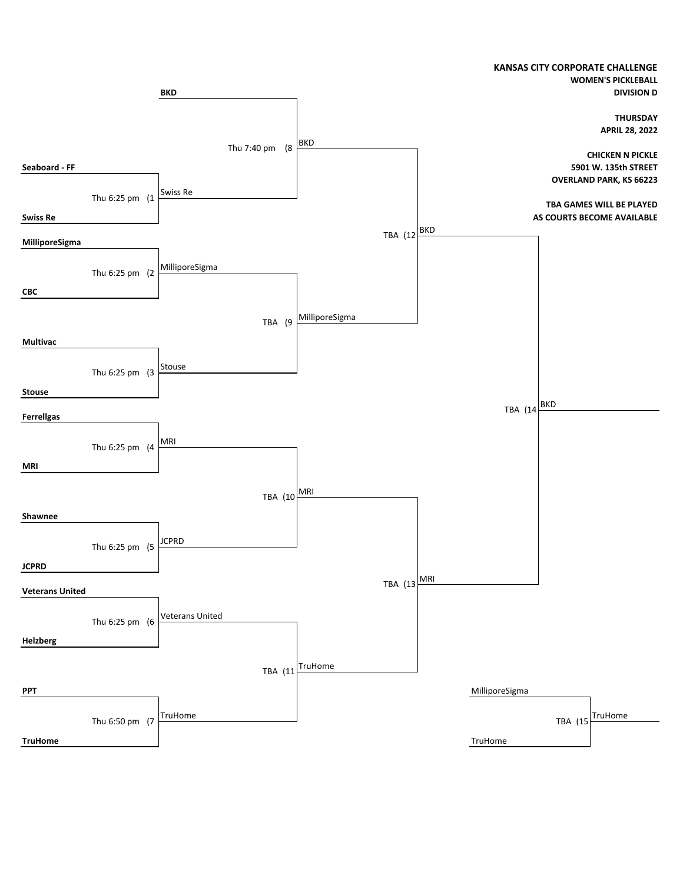**KANSAS CITY CORPORATE CHALLENGE**
**WOMEN'S PICKLEBALL**
**DIVISION D**

**THURSDAY**
**APRIL 28, 2022**

**CHICKEN N PICKLE**
**5901 W. 135th STREET**
**OVERLAND PARK, KS 66223**

**TBA GAMES WILL BE PLAYED AS COURTS BECOME AVAILABLE**

### First Round

| Game | Time | Team 1 | Team 2 | Winner |
|---|---|---|---|---|
| (1 | Thu 6:25 pm | Seaboard - FF | Swiss Re | Swiss Re |
| (2 | Thu 6:25 pm | MilliporeSigma | CBC | MilliporeSigma |
| (3 | Thu 6:25 pm | Multivac | Stouse | Stouse |
| (4 | Thu 6:25 pm | Ferrellgas | MRI | MRI |
| (5 | Thu 6:25 pm | Shawnee | JCPRD | JCPRD |
| (6 | Thu 6:25 pm | Veterans United | Helzberg | Veterans United |
| (7 | Thu 6:50 pm | PPT | TruHome | TruHome |

### Second Round

| Game | Time | Team 1 | Team 2 | Winner |
|---|---|---|---|---|
| (8 | Thu 7:40 pm | BKD | Swiss Re | BKD |
| (9 | TBA | MilliporeSigma | Stouse | MilliporeSigma |
| (10 | TBA | MRI | JCPRD | MRI |
| (11 | TBA | Veterans United | TruHome | TruHome |

### Semifinals

| Game | Time | Team 1 | Team 2 | Winner |
|---|---|---|---|---|
| (12 | TBA | BKD | MilliporeSigma | BKD |
| (13 | TBA | MRI | TruHome | MRI |

### Final

| Game | Time | Team 1 | Team 2 | Winner |
|---|---|---|---|---|
| (14 | TBA | BKD | MRI | BKD |

### Third Place

| Game | Time | Team 1 | Team 2 | Winner |
|---|---|---|---|---|
| (15 | TBA | MilliporeSigma | TruHome | TruHome |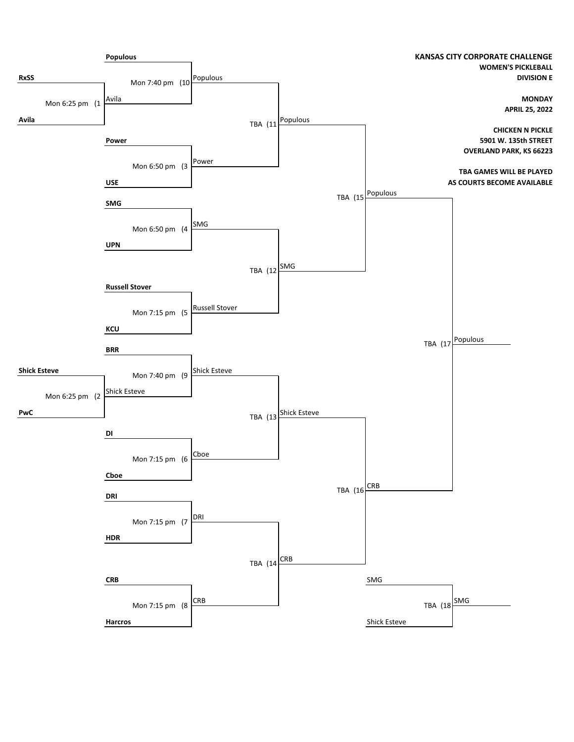**KANSAS CITY CORPORATE CHALLENGE**
**WOMEN'S PICKLEBALL**
**DIVISION E**

**MONDAY**
**APRIL 25, 2022**

**CHICKEN N PICKLE**
**5901 W. 135th STREET**
**OVERLAND PARK, KS 66223**

**TBA GAMES WILL BE PLAYED AS COURTS BECOME AVAILABLE**

| Game | Time | Team 1 | Team 2 | Winner |
|---|---|---|---|---|
| (1 | Mon 6:25 pm | RxSS | Avila | Avila |
| (2 | Mon 6:25 pm | Shick Esteve | PwC | Shick Esteve |
| (3 | Mon 6:50 pm | Power | USE | Power |
| (4 | Mon 6:50 pm | SMG | UPN | SMG |
| (5 | Mon 7:15 pm | Russell Stover | KCU | Russell Stover |
| (6 | Mon 7:15 pm | DI | Cboe | Cboe |
| (7 | Mon 7:15 pm | DRI | HDR | DRI |
| (8 | Mon 7:15 pm | CRB | Harcros | CRB |
| (9 | Mon 7:40 pm | BRR | Shick Esteve | Shick Esteve |
| (10 | Mon 7:40 pm | Populous | Avila | Populous |
| (11 | TBA | Populous | Power | Populous |
| (12 | TBA | SMG | Russell Stover | SMG |
| (13 | TBA | Shick Esteve | Cboe | Shick Esteve |
| (14 | TBA | DRI | CRB | CRB |
| (15 | TBA | Populous | SMG | Populous |
| (16 | TBA | Shick Esteve | CRB | CRB |
| (17 | TBA | Populous | CRB | Populous |
| (18 | TBA | SMG | Shick Esteve | SMG |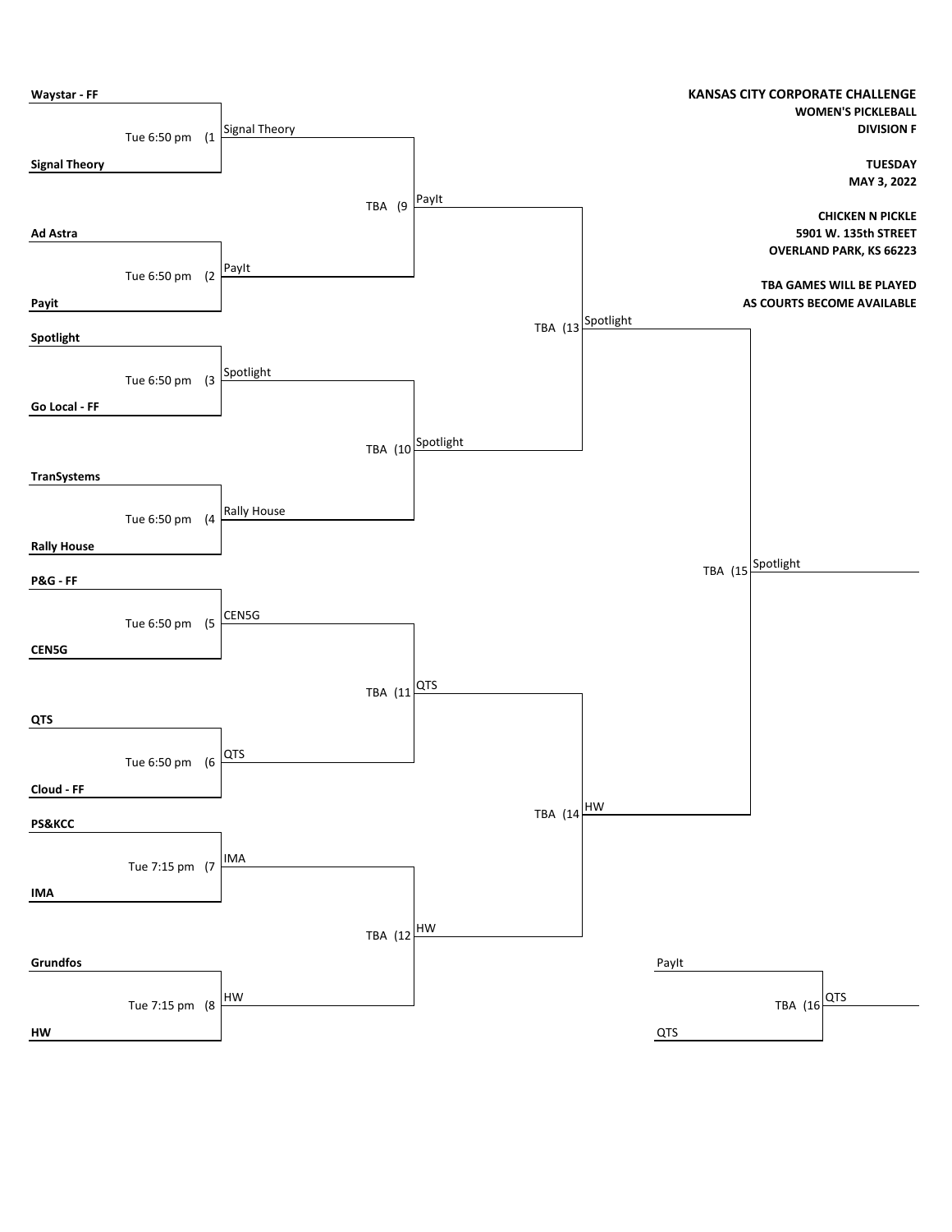**KANSAS CITY CORPORATE CHALLENGE**

**WOMEN'S PICKLEBALL**

**DIVISION F**

**TUESDAY**

**MAY 3, 2022**

**CHICKEN N PICKLE**

**5901 W. 135th STREET**

**OVERLAND PARK, KS 66223**

**TBA GAMES WILL BE PLAYED AS COURTS BECOME AVAILABLE**

| Game | Time | Team 1 | Team 2 | Winner |
| --- | --- | --- | --- | --- |
| (1 | Tue 6:50 pm | Waystar - FF | Signal Theory | Signal Theory |
| (2 | Tue 6:50 pm | Ad Astra | Payit | PayIt |
| (3 | Tue 6:50 pm | Spotlight | Go Local - FF | Spotlight |
| (4 | Tue 6:50 pm | TranSystems | Rally House | Rally House |
| (5 | Tue 6:50 pm | P&G - FF | CEN5G | CEN5G |
| (6 | Tue 6:50 pm | QTS | Cloud - FF | QTS |
| (7 | Tue 7:15 pm | PS&KCC | IMA | IMA |
| (8 | Tue 7:15 pm | Grundfos | HW | HW |
| (9 | TBA | Signal Theory | PayIt | PayIt |
| (10 | TBA | Spotlight | Rally House | Spotlight |
| (11 | TBA | CEN5G | QTS | QTS |
| (12 | TBA | IMA | HW | HW |
| (13 | TBA | PayIt | Spotlight | Spotlight |
| (14 | TBA | QTS | HW | HW |
| (15 | TBA | Spotlight | HW | Spotlight |
| (16 | TBA | PayIt | QTS | QTS |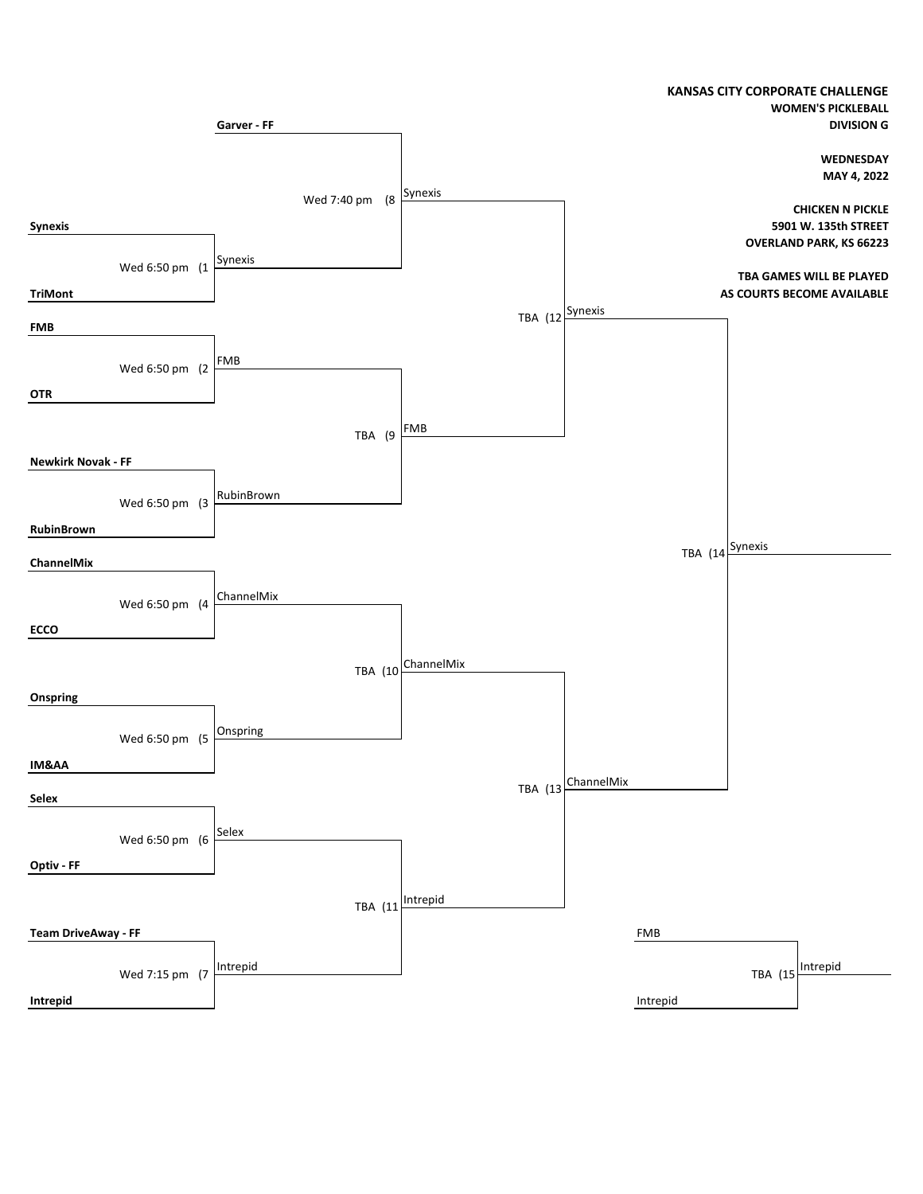**KANSAS CITY CORPORATE CHALLENGE**
**WOMEN'S PICKLEBALL**
**DIVISION G**

**WEDNESDAY**
**MAY 4, 2022**

**CHICKEN N PICKLE**
**5901 W. 135th STREET**
**OVERLAND PARK, KS 66223**

**TBA GAMES WILL BE PLAYED AS COURTS BECOME AVAILABLE**

**Garver - FF**

Wed 7:40 pm (8 Synexis

**Synexis**

Wed 6:50 pm (1 Synexis

**TriMont**

TBA (12 Synexis

**FMB**

Wed 6:50 pm (2 FMB

**OTR**

TBA (9 FMB

**Newkirk Novak - FF**

Wed 6:50 pm (3 RubinBrown

**RubinBrown**

TBA (14 Synexis

**ChannelMix**

Wed 6:50 pm (4 ChannelMix

**ECCO**

TBA (10 ChannelMix

**Onspring**

Wed 6:50 pm (5 Onspring

**IM&AA**

TBA (13 ChannelMix

**Selex**

Wed 6:50 pm (6 Selex

**Optiv - FF**

TBA (11 Intrepid

**Team DriveAway - FF**

Wed 7:15 pm (7 Intrepid

**Intrepid**

FMB

TBA (15 Intrepid

Intrepid